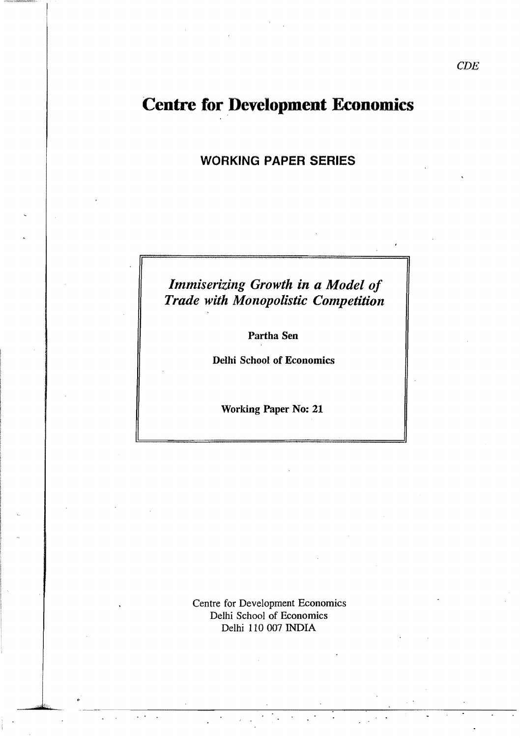CDE

# Centre for Development Economics

## WORKING PAPER SERIES

*Immiserizing Growth in a Model of Trade with Monopolistic Competition*

**Partha Sen**

**Delhi School of Economics**

**Working Paper No: 21**

Centre for Development Economics
Delhi School of Economics
Delhi 110 007 INDIA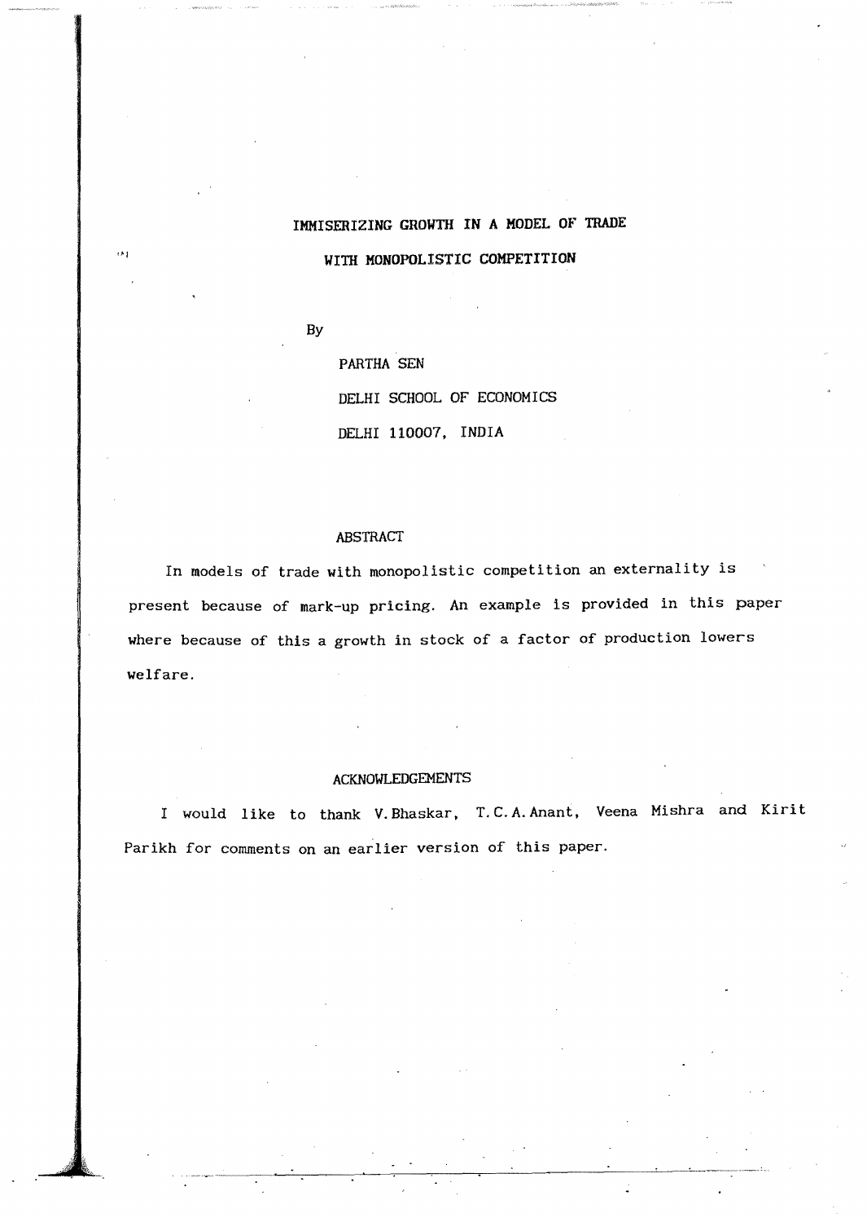# IMMISERIZING GROWTH IN A MODEL OF TRADE WITH MONOPOLISTIC COMPETITION

By

PARTHA SEN

DELHI SCHOOL OF ECONOMICS

DELHI 110007, INDIA

## ABSTRACT

In models of trade with monopolistic competition an externality is present because of mark-up pricing. An example is provided in this paper where because of this a growth in stock of a factor of production lowers welfare.

## ACKNOWLEDGEMENTS

I would like to thank V. Bhaskar, T. C. A. Anant, Veena Mishra and Kirit Parikh for comments on an earlier version of this paper.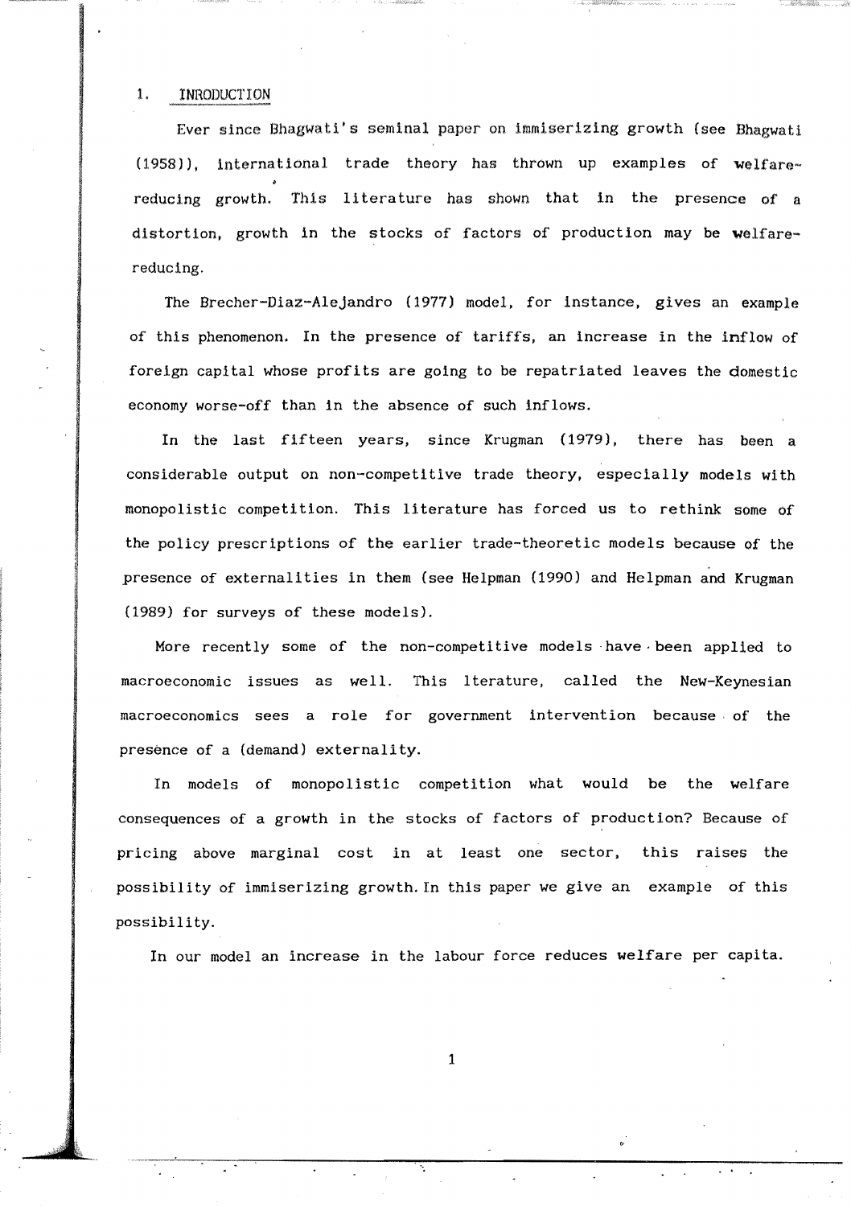## 1. INRODUCTION

Ever since Bhagwati's seminal paper on immiserizing growth (see Bhagwati (1958)), international trade theory has thrown up examples of welfare-reducing growth. This literature has shown that in the presence of a distortion, growth in the stocks of factors of production may be welfare-reducing.

The Brecher-Diaz-Alejandro (1977) model, for instance, gives an example of this phenomenon. In the presence of tariffs, an increase in the inflow of foreign capital whose profits are going to be repatriated leaves the domestic economy worse-off than in the absence of such inflows.

In the last fifteen years, since Krugman (1979), there has been a considerable output on non-competitive trade theory, especially models with monopolistic competition. This literature has forced us to rethink some of the policy prescriptions of the earlier trade-theoretic models because of the presence of externalities in them (see Helpman (1990) and Helpman and Krugman (1989) for surveys of these models).

More recently some of the non-competitive models have been applied to macroeconomic issues as well. This lterature, called the New-Keynesian macroeconomics sees a role for government intervention because of the presence of a (demand) externality.

In models of monopolistic competition what would be the welfare consequences of a growth in the stocks of factors of production? Because of pricing above marginal cost in at least one sector, this raises the possibility of immiserizing growth. In this paper we give an example of this possibility.

In our model an increase in the labour force reduces welfare per capita.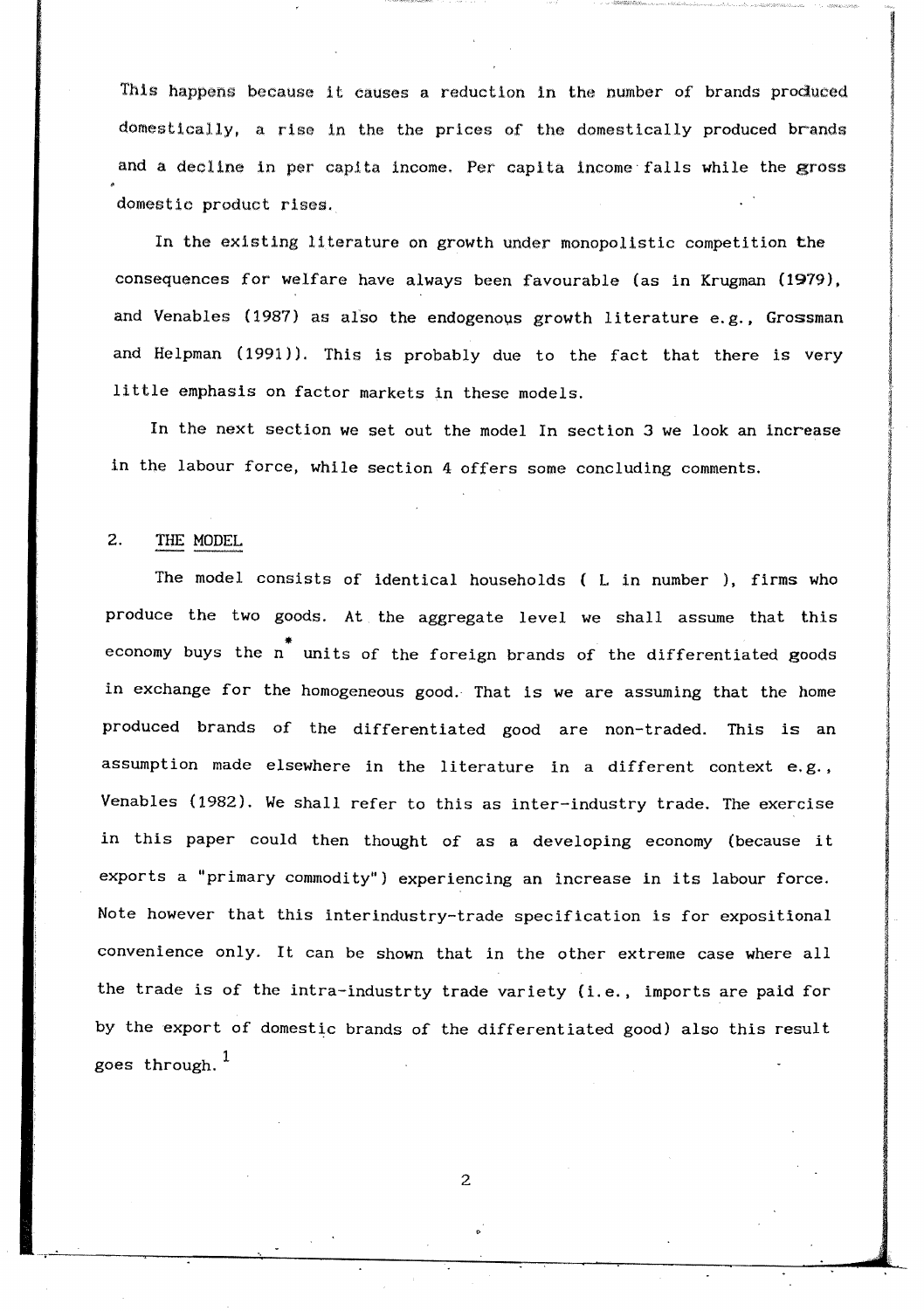This happens because it causes a reduction in the number of brands produced domestically, a rise in the the prices of the domestically produced brands and a decline in per capita income. Per capita income falls while the gross domestic product rises.

In the existing literature on growth under monopolistic competition the consequences for welfare have always been favourable (as in Krugman (1979), and Venables (1987) as also the endogenous growth literature e.g., Grossman and Helpman (1991)). This is probably due to the fact that there is very little emphasis on factor markets in these models.

In the next section we set out the model In section 3 we look an increase in the labour force, while section 4 offers some concluding comments.

## 2. THE MODEL

The model consists of identical households ( L in number ), firms who produce the two goods. At the aggregate level we shall assume that this economy buys the $n^*$ units of the foreign brands of the differentiated goods in exchange for the homogeneous good. That is we are assuming that the home produced brands of the differentiated good are non-traded. This is an assumption made elsewhere in the literature in a different context e.g., Venables (1982). We shall refer to this as inter-industry trade. The exercise in this paper could then thought of as a developing economy (because it exports a "primary commodity") experiencing an increase in its labour force. Note however that this interindustry-trade specification is for expositional convenience only. It can be shown that in the other extreme case where all the trade is of the intra-industrty trade variety (i.e., imports are paid for by the export of domestic brands of the differentiated good) also this result goes through. [1]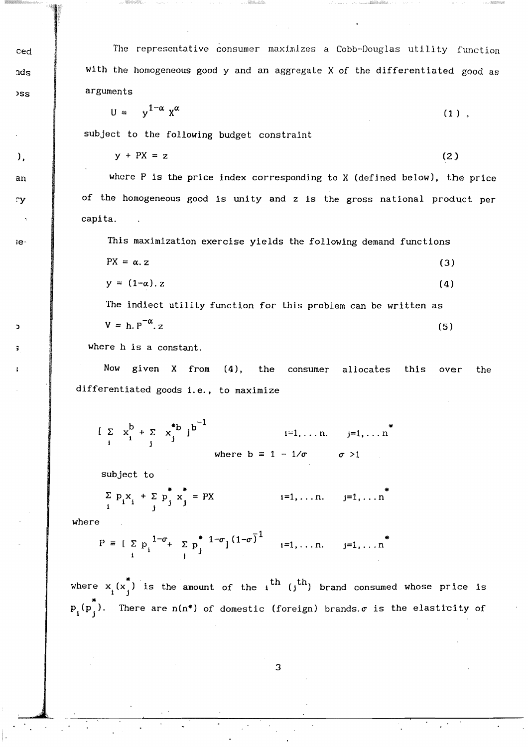The representative consumer maximizes a Cobb-Douglas utility function with the homogeneous good y and an aggregate X of the differentiated good as arguments

$$U \equiv y^{1-\alpha} X^{\alpha} \tag{1}$$

subject to the following budget constraint

$$y + PX = z \tag{2}$$

where P is the price index corresponding to X (defined below), the price of the homogeneous good is unity and z is the gross national product per capita.

This maximization exercise yields the following demand functions

$$PX = \alpha . z \tag{3}$$

$$y = (1-\alpha) . z \tag{4}$$

The indiect utility function for this problem can be written as

$$V = h . P^{-\alpha} . z \tag{5}$$

where h is a constant.

Now given X from (4), the consumer allocates this over the differentiated goods i.e., to maximize

$$\left[ \sum_i x_i^b + \sum_j x_j^{*b} \right]^{b^{-1}} \qquad i=1,\ldots n. \qquad j=1,\ldots n^*$$

$$\text{where } b \equiv 1 - 1/\sigma \qquad \sigma > 1$$

subject to

$$\sum_i p_i x_i + \sum_j p_j^* x_j^* = PX \qquad i=1,\ldots n. \qquad j=1,\ldots n^*$$

where

$$P \equiv \left[ \sum_i p_i^{1-\sigma} + \sum_j p_j^{*\,1-\sigma} \right]^{(1-\sigma)^{-1}} \qquad i=1,\ldots n. \qquad j=1,\ldots n^*$$

where $x_i (x_j^*)$ is the amount of the $i^{th}$ ($j^{th}$) brand consumed whose price is $p_i (p_j^*)$. There are $n(n^*)$ of domestic (foreign) brands. $\sigma$ is the elasticity of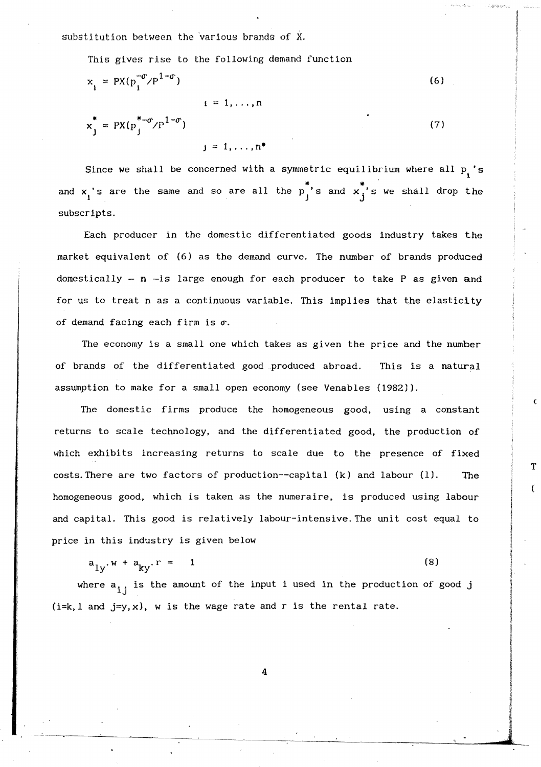substitution between the various brands of X.

This gives rise to the following demand function

$$x_i = PX(p_i^{-\sigma}/P^{1-\sigma}) \tag{6}$$

$$i = 1,\ldots,n$$

$$x_j^* = PX(p_j^{*-\sigma}/P^{1-\sigma}) \tag{7}$$

$$j = 1,\ldots,n^*$$

Since we shall be concerned with a symmetric equilibrium where all $p_i$'s and $x_i$'s are the same and so are all the $p_j^*$'s and $x_j^*$'s we shall drop the subscripts.

Each producer in the domestic differentiated goods industry takes the market equivalent of (6) as the demand curve. The number of brands produced domestically – n –is large enough for each producer to take P as given and for us to treat n as a continuous variable. This implies that the elasticity of demand facing each firm is $\sigma$.

The economy is a small one which takes as given the price and the number of brands of the differentiated good produced abroad. This is a natural assumption to make for a small open economy (see Venables (1982)).

The domestic firms produce the homogeneous good, using a constant returns to scale technology, and the differentiated good, the production of which exhibits increasing returns to scale due to the presence of fixed costs. There are two factors of production--capital (k) and labour (l). The homogeneous good, which is taken as the numeraire, is produced using labour and capital. This good is relatively labour-intensive. The unit cost equal to price in this industry is given below

$$a_{ly}.w + a_{ky}.r = 1 \tag{8}$$

where $a_{ij}$ is the amount of the input i used in the production of good j (i=k, l and j=y, x), w is the wage rate and r is the rental rate.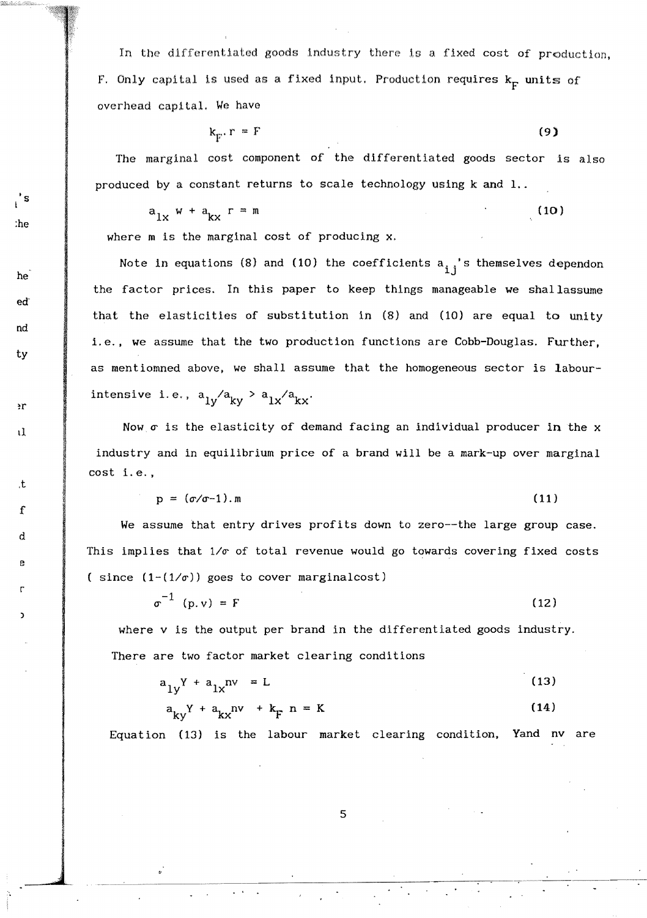In the differentiated goods industry there is a fixed cost of production, F. Only capital is used as a fixed input. Production requires $k_F$ units of overhead capital. We have

$$k_F \cdot r = F \tag{9}$$

The marginal cost component of the differentiated goods sector is also produced by a constant returns to scale technology using k and l..

$$a_{lx}\, w + a_{kx}\, r = m \tag{10}$$

where m is the marginal cost of producing x.

Note in equations (8) and (10) the coefficients $a_{ij}$'s themselves dependon the factor prices. In this paper to keep things manageable we shallassume that the elasticities of substitution in (8) and (10) are equal to unity i.e., we assume that the two production functions are Cobb-Douglas. Further, as mentiomned above, we shall assume that the homogeneous sector is labour-intensive i.e., $a_{ly}/a_{ky} > a_{lx}/a_{kx}$.

Now $\sigma$ is the elasticity of demand facing an individual producer in the x industry and in equilibrium price of a brand will be a mark-up over marginal cost i.e.,

$$p = (\sigma/\sigma{-}1).m \tag{11}$$

We assume that entry drives profits down to zero--the large group case. This implies that $1/\sigma$ of total revenue would go towards covering fixed costs ( since $(1-(1/\sigma))$ goes to cover marginalcost)

$$\sigma^{-1}\,(p.v) = F \tag{12}$$

where v is the output per brand in the differentiated goods industry.

There are two factor market clearing conditions

$$a_{ly}Y + a_{lx}nv = L \tag{13}$$

$$a_{ky}Y + a_{kx}nv + k_F\, n = K \tag{14}$$

Equation (13) is the labour market clearing condition, Yand nv are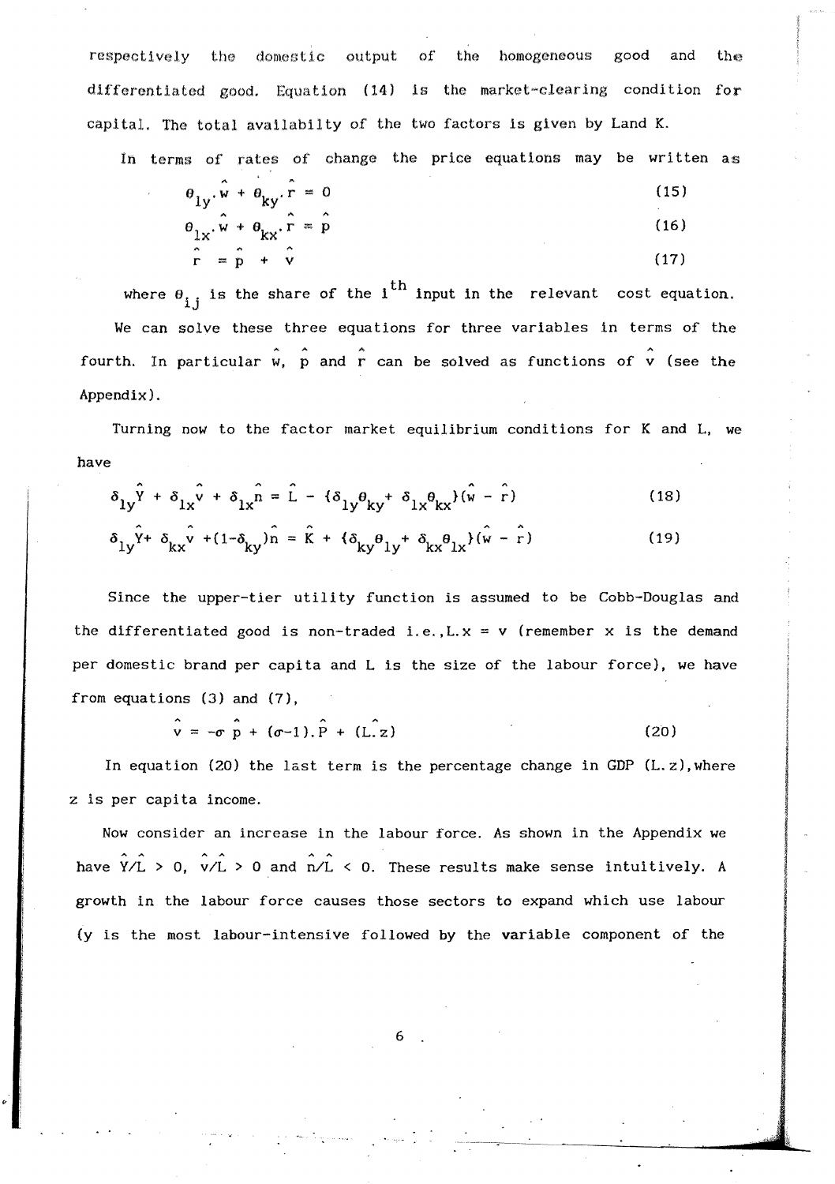respectively the domestic output of the homogeneous good and the differentiated good. Equation (14) is the market-clearing condition for capital. The total availabilty of the two factors is given by Land K.

In terms of rates of change the price equations may be written as

$$\theta_{ly}.\hat{w} + \theta_{ky}.\hat{r} = 0 \tag{15}$$

$$\theta_{lx}.\hat{w} + \theta_{kx}.\hat{r} = \hat{p} \tag{16}$$

$$\hat{r} = \hat{p} + \hat{v} \tag{17}$$

where $\theta_{ij}$ is the share of the $i^{th}$ input in the relevant cost equation. We can solve these three equations for three variables in terms of the fourth. In particular $\hat{w}$, $\hat{p}$ and $\hat{r}$ can be solved as functions of $\hat{v}$ (see the Appendix).

Turning now to the factor market equilibrium conditions for K and L, we have

$$\delta_{ly}\hat{Y} + \delta_{lx}\hat{v} + \delta_{lx}\hat{n} = \hat{L} - \{\delta_{ly}\theta_{ky} + \delta_{lx}\theta_{kx}\}(\hat{w} - \hat{r}) \tag{18}$$

$$\delta_{ly}\hat{Y} + \delta_{kx}\hat{v} + (1-\delta_{ky})\hat{n} = \hat{K} + \{\delta_{ky}\theta_{ly} + \delta_{kx}\theta_{lx}\}(\hat{w} - \hat{r}) \tag{19}$$

Since the upper-tier utility function is assumed to be Cobb-Douglas and the differentiated good is non-traded i.e.,L.x = v (remember x is the demand per domestic brand per capita and L is the size of the labour force), we have from equations (3) and (7),

$$\hat{v} = -\sigma\,\hat{p} + (\sigma-1).\hat{P} + (\widehat{L.z}) \tag{20}$$

In equation (20) the last term is the percentage change in GDP (L.z),where z is per capita income.

Now consider an increase in the labour force. As shown in the Appendix we have $\hat{Y}/\hat{L} > 0$, $\hat{v}/\hat{L} > 0$ and $\hat{n}/\hat{L} < 0$. These results make sense intuitively. A growth in the labour force causes those sectors to expand which use labour (y is the most labour-intensive followed by the variable component of the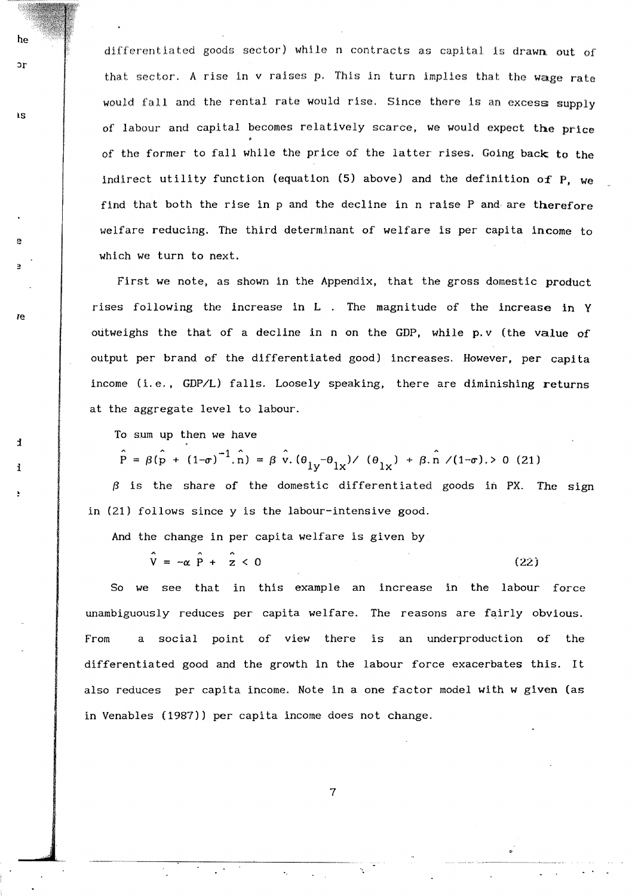differentiated goods sector) while n contracts as capital is drawn out of that sector. A rise in v raises p. This in turn implies that the wage rate would fall and the rental rate would rise. Since there is an excess supply of labour and capital becomes relatively scarce, we would expect the price of the former to fall while the price of the latter rises. Going back to the indirect utility function (equation (5) above) and the definition of P, we find that both the rise in p and the decline in n raise P and are therefore welfare reducing. The third determinant of welfare is per capita income to which we turn to next.

First we note, as shown in the Appendix, that the gross domestic product rises following the increase in L . The magnitude of the increase in Y outweighs the that of a decline in n on the GDP, while p.v (the value of output per brand of the differentiated good) increases. However, per capita income (i.e., GDP/L) falls. Loosely speaking, there are diminishing returns at the aggregate level to labour.

To sum up then we have

$$\hat{P} = \beta(\hat{p} + (1-\sigma)^{-1}.\hat{n}) = \beta\ \hat{v}.(\theta_{1y}-\theta_{1x})/\ (\theta_{1x}) + \beta.\hat{n}\ /(1-\sigma).> 0 \quad (21)$$

$\beta$ is the share of the domestic differentiated goods in PX. The sign in (21) follows since y is the labour-intensive good.

And the change in per capita welfare is given by

$$\hat{V} = -\alpha\ \hat{P} + \ \hat{z} < 0 \qquad (22)$$

So we see that in this example an increase in the labour force unambiguously reduces per capita welfare. The reasons are fairly obvious. From a social point of view there is an underproduction of the differentiated good and the growth in the labour force exacerbates this. It also reduces per capita income. Note in a one factor model with w given (as in Venables (1987)) per capita income does not change.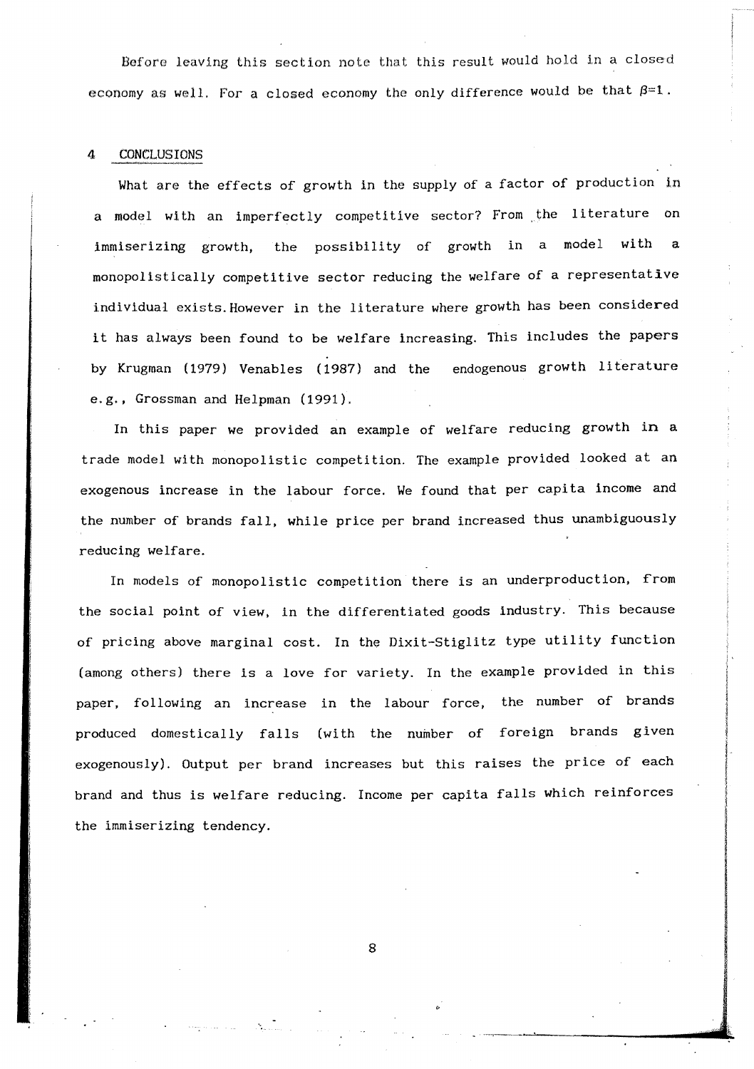Before leaving this section note that this result would hold in a closed economy as well. For a closed economy the only difference would be that $\beta=1$.

## 4 CONCLUSIONS

What are the effects of growth in the supply of a factor of production in a model with an imperfectly competitive sector? From the literature on immiserizing growth, the possibility of growth in a model with a monopolistically competitive sector reducing the welfare of a representative individual exists. However in the literature where growth has been considered it has always been found to be welfare increasing. This includes the papers by Krugman (1979) Venables (1987) and the endogenous growth literature e.g., Grossman and Helpman (1991).

In this paper we provided an example of welfare reducing growth in a trade model with monopolistic competition. The example provided looked at an exogenous increase in the labour force. We found that per capita income and the number of brands fall, while price per brand increased thus unambiguously reducing welfare.

In models of monopolistic competition there is an underproduction, from the social point of view, in the differentiated goods industry. This because of pricing above marginal cost. In the Dixit-Stiglitz type utility function (among others) there is a love for variety. In the example provided in this paper, following an increase in the labour force, the number of brands produced domestically falls (with the number of foreign brands given exogenously). Output per brand increases but this raises the price of each brand and thus is welfare reducing. Income per capita falls which reinforces the immiserizing tendency.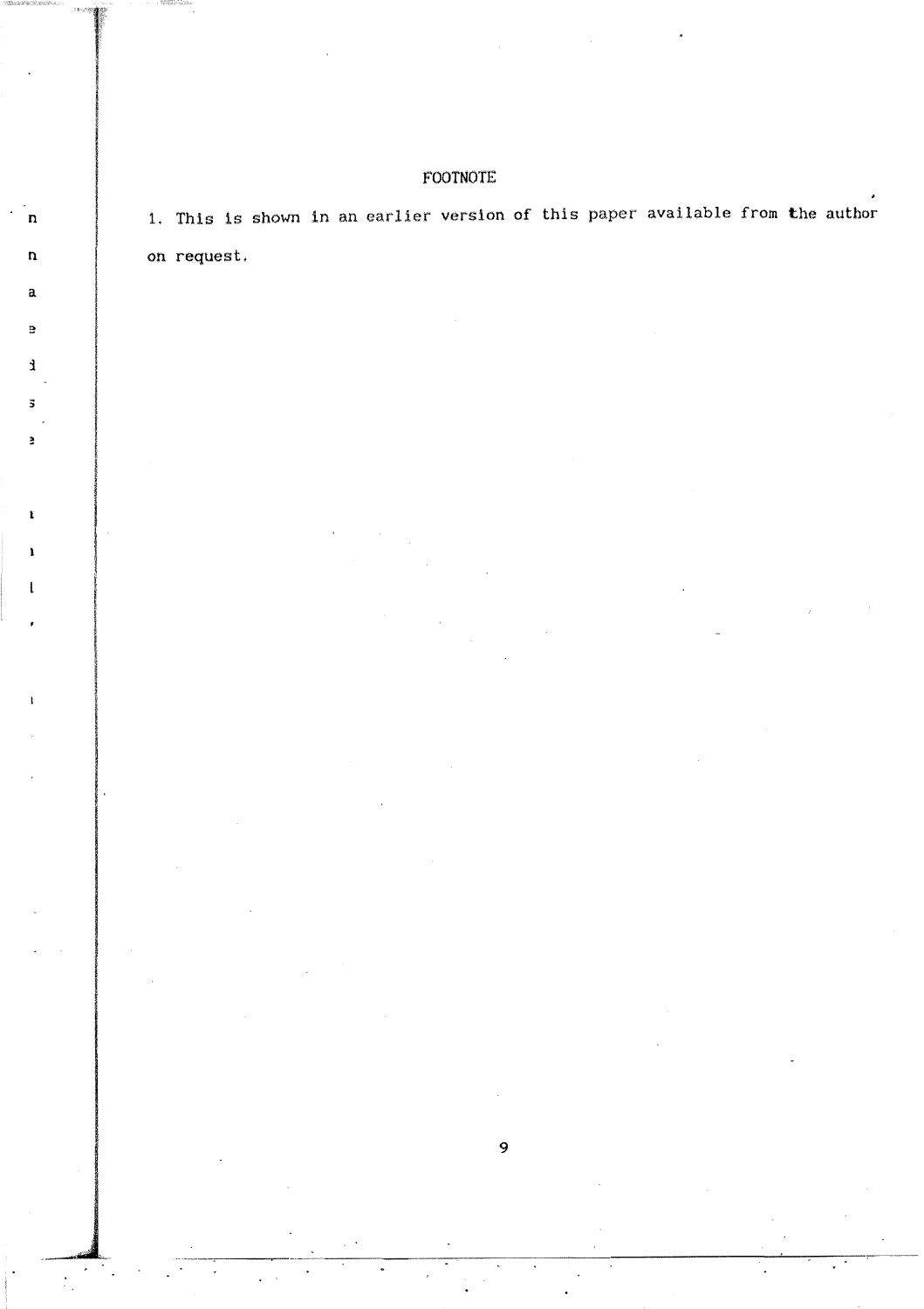## FOOTNOTE

1. This is shown in an earlier version of this paper available from the author on request.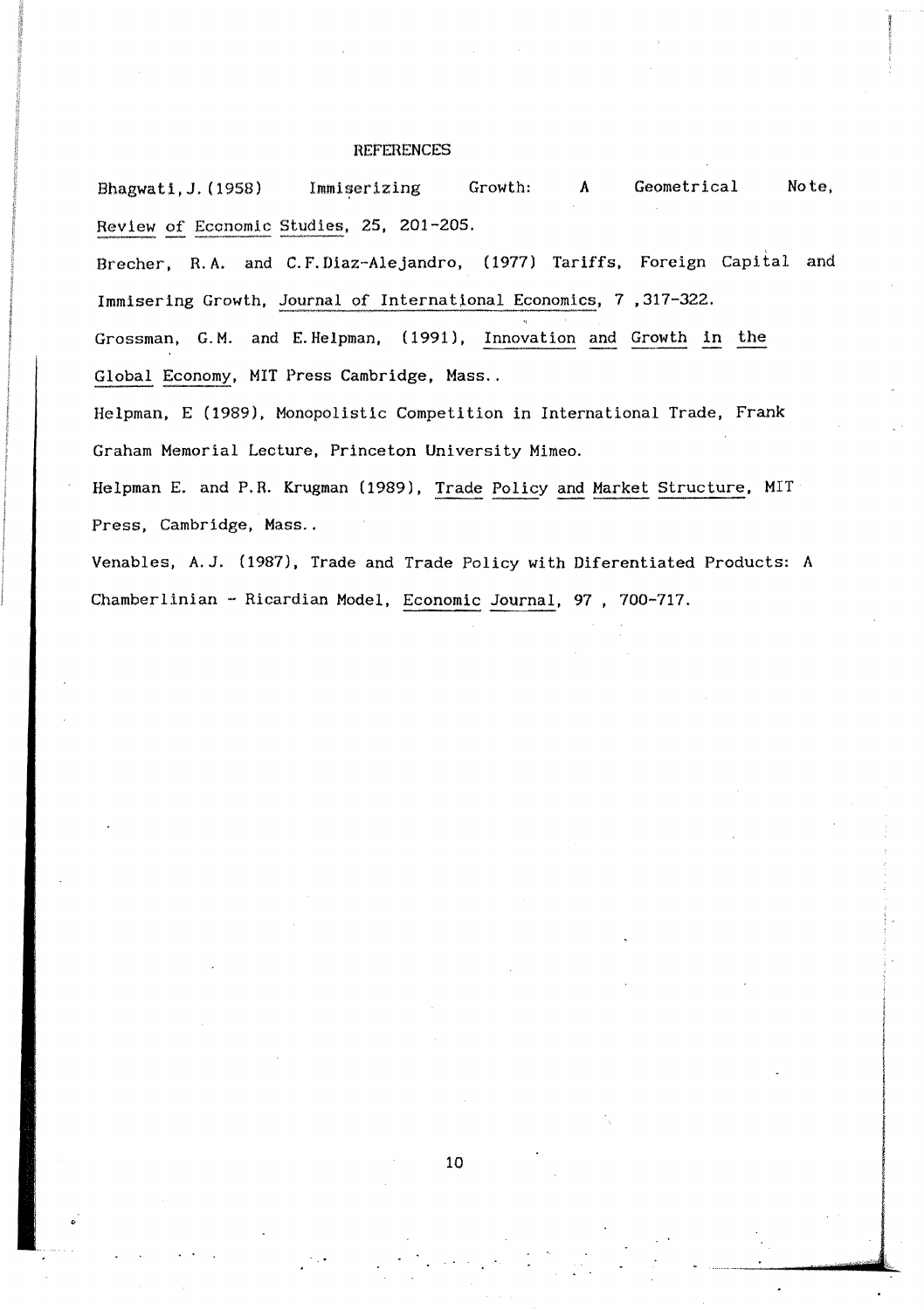## REFERENCES

Bhagwati, J. (1958) Immiserizing Growth: A Geometrical Note, Review of Economic Studies, 25, 201-205.

Brecher, R.A. and C.F. Diaz-Alejandro, (1977) Tariffs, Foreign Capital and Immisering Growth, Journal of International Economics, 7, 317-322.

Grossman, G.M. and E. Helpman, (1991), Innovation and Growth in the Global Economy, MIT Press Cambridge, Mass..

Helpman, E (1989), Monopolistic Competition in International Trade, Frank Graham Memorial Lecture, Princeton University Mimeo.

Helpman E. and P.R. Krugman (1989), Trade Policy and Market Structure, MIT Press, Cambridge, Mass..

Venables, A.J. (1987), Trade and Trade Policy with Diferentiated Products: A Chamberlinian - Ricardian Model, Economic Journal, 97, 700-717.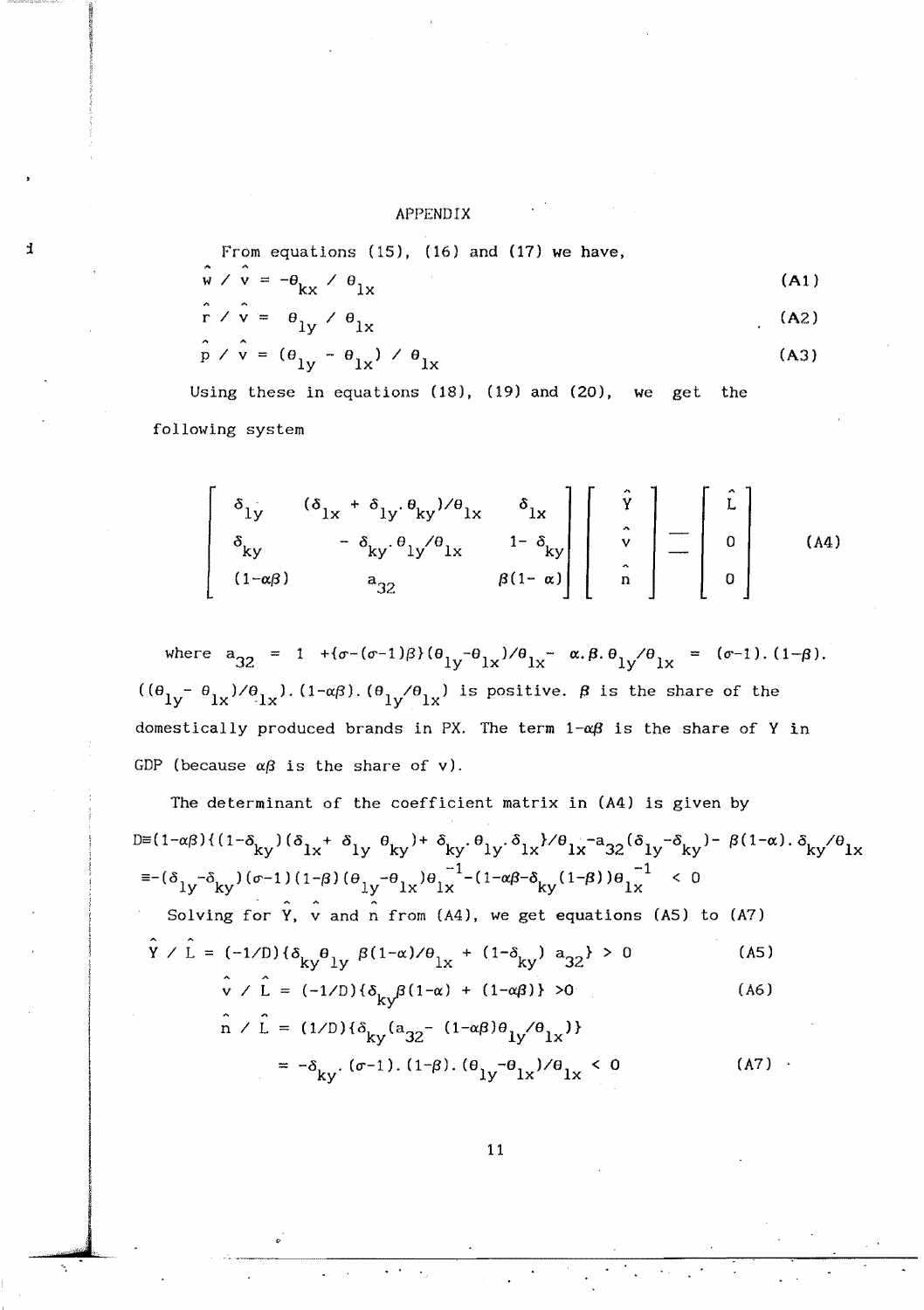## APPENDIX

From equations (15), (16) and (17) we have,

$$\hat{w} / \hat{v} = -\theta_{kx} / \theta_{1x} \tag{A1}$$

$$\hat{r} / \hat{v} = \theta_{1y} / \theta_{1x} \tag{A2}$$

$$\hat{p} / \hat{v} = (\theta_{1y} - \theta_{1x}) / \theta_{1x} \tag{A3}$$

Using these in equations (18), (19) and (20), we get the following system

$$\begin{bmatrix} \delta_{1y} & (\delta_{1x} + \delta_{1y}.\theta_{ky})/\theta_{1x} & \delta_{1x} \\ \delta_{ky} & -\delta_{ky}.\theta_{1y}/\theta_{1x} & 1-\delta_{ky} \\ (1-\alpha\beta) & a_{32} & \beta(1-\alpha) \end{bmatrix} \begin{bmatrix} \hat{Y} \\ \hat{v} \\ \hat{n} \end{bmatrix} = \begin{bmatrix} \hat{L} \\ 0 \\ 0 \end{bmatrix} \tag{A4}$$

where $a_{32} = 1 + \{\sigma-(\sigma-1)\beta\}(\theta_{1y}-\theta_{1x})/\theta_{1x} - \alpha.\beta.\theta_{1y}/\theta_{1x} = (\sigma-1).(1-\beta).((\theta_{1y}-\theta_{1x})/\theta_{1x}).(1-\alpha\beta).(\theta_{1y}/\theta_{1x})$ is positive. $\beta$ is the share of the domestically produced brands in PX. The term $1-\alpha\beta$ is the share of Y in GDP (because $\alpha\beta$ is the share of v).

The determinant of the coefficient matrix in (A4) is given by

$$D \equiv (1-\alpha\beta)\{(1-\delta_{ky})(\delta_{1x}+\delta_{1y}\,\theta_{ky}) + \delta_{ky}.\theta_{1y}.\delta_{1x}\}/\theta_{1x} - a_{32}(\delta_{1y}-\delta_{ky}) - \beta(1-\alpha).\delta_{ky}/\theta_{1x}$$

$$\equiv -(\delta_{1y}-\delta_{ky})(\sigma-1)(1-\beta)(\theta_{1y}-\theta_{1x})\theta_{1x}^{-1} - (1-\alpha\beta-\delta_{ky}(1-\beta))\theta_{1x}^{-1} < 0$$

Solving for $\hat{Y}$, $\hat{v}$ and $\hat{n}$ from (A4), we get equations (A5) to (A7)

$$\hat{Y} / \hat{L} = (-1/D)\{\delta_{ky}\theta_{1y}\,\beta(1-\alpha)/\theta_{1x} + (1-\delta_{ky})\,a_{32}\} > 0 \tag{A5}$$

$$\hat{v} / \hat{L} = (-1/D)\{\delta_{ky}\beta(1-\alpha) + (1-\alpha\beta)\} > 0 \tag{A6}$$

$$\hat{n} / \hat{L} = (1/D)\{\delta_{ky}(a_{32} - (1-\alpha\beta)\theta_{1y}/\theta_{1x})\}$$

$$= -\delta_{ky}.(\sigma-1).(1-\beta).(\theta_{1y}-\theta_{1x})/\theta_{1x} < 0 \tag{A7}$$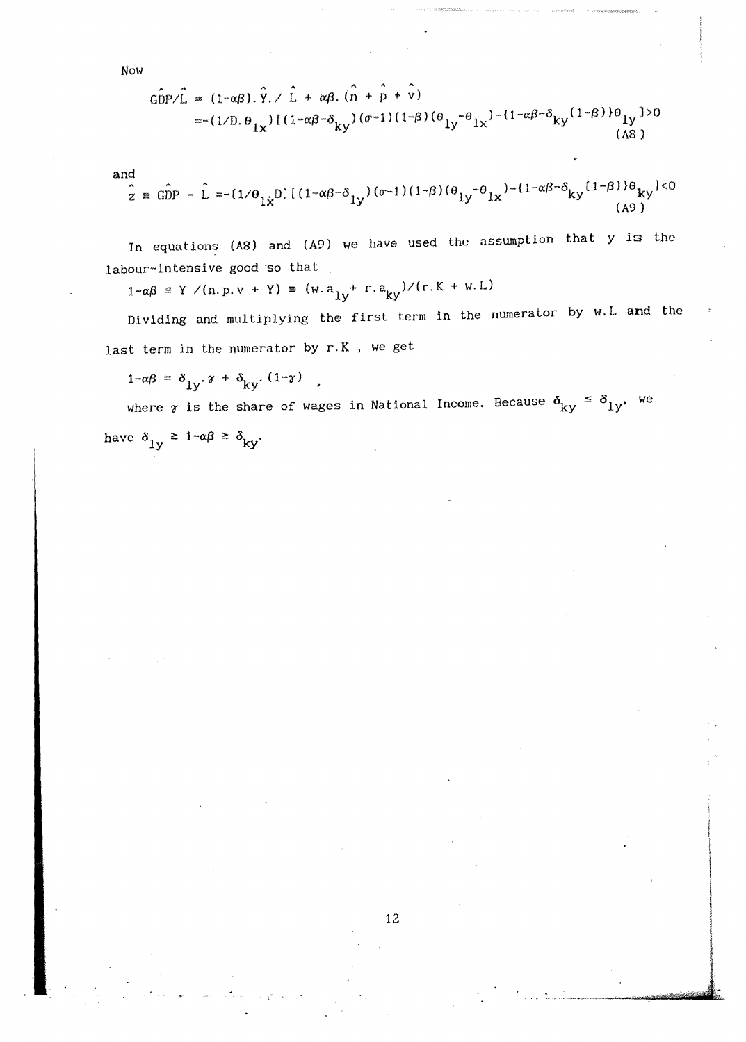Now

$$\hat{GDP}/\hat{L} = (1-\alpha\beta).\hat{Y}./\hat{L} + \alpha\beta.(\hat{n} + \hat{p} + \hat{v})$$
$$= -(1/D.\theta_{1x})[(1-\alpha\beta-\delta_{ky})(\sigma-1)(1-\beta)(\theta_{1y}-\theta_{1x})-\{1-\alpha\beta-\delta_{ky}(1-\beta)\}\theta_{1y}]>0 \qquad \text{(A8)}$$

and

$$\hat{z} \equiv \hat{GDP} - \hat{L} = -(1/\theta_{1x}D)[(1-\alpha\beta-\delta_{1y})(\sigma-1)(1-\beta)(\theta_{1y}-\theta_{1x})-\{1-\alpha\beta-\delta_{ky}(1-\beta)\}\theta_{ky}]<0 \qquad \text{(A9)}$$

In equations (A8) and (A9) we have used the assumption that y is the labour-intensive good so that

$1-\alpha\beta \equiv Y/(n.p.v + Y) \equiv (w.a_{1y} + r.a_{ky})/(r.K + w.L)$

Dividing and multiplying the first term in the numerator by w.L and the last term in the numerator by r.K, we get

$1-\alpha\beta = \delta_{1y}.\gamma + \delta_{ky}.(1-\gamma)$ ,

where $\gamma$ is the share of wages in National Income. Because $\delta_{ky} \leq \delta_{1y}$, we have $\delta_{1y} \geq 1-\alpha\beta \geq \delta_{ky}$.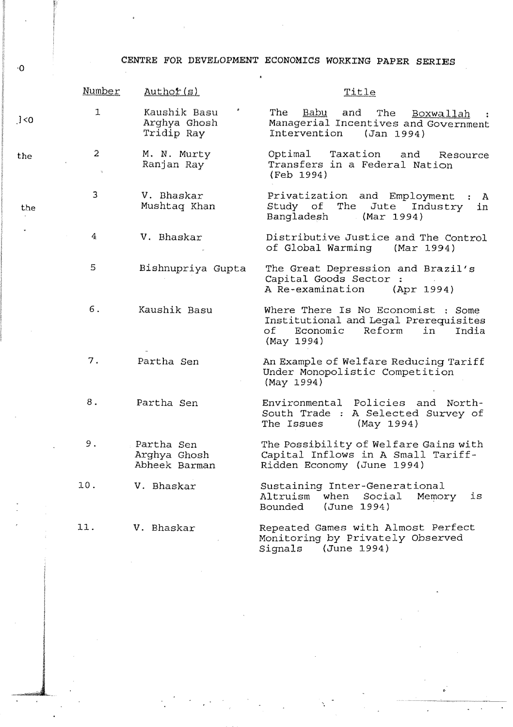# CENTRE FOR DEVELOPMENT ECONOMICS WORKING PAPER SERIES

| Number | Author(s) | Title |
|---|---|---|
| 1 | Kaushik Basu<br>Arghya Ghosh<br>Tridip Ray | The Babu and The Boxwallah : Managerial Incentives and Government Intervention (Jan 1994) |
| 2 | M. N. Murty<br>Ranjan Ray | Optimal Taxation and Resource Transfers in a Federal Nation (Feb 1994) |
| 3 | V. Bhaskar<br>Mushtaq Khan | Privatization and Employment : A Study of The Jute Industry in Bangladesh (Mar 1994) |
| 4 | V. Bhaskar | Distributive Justice and The Control of Global Warming (Mar 1994) |
| 5 | Bishnupriya Gupta | The Great Depression and Brazil's Capital Goods Sector : A Re-examination (Apr 1994) |
| 6. | Kaushik Basu | Where There Is No Economist : Some Institutional and Legal Prerequisites of Economic Reform in India (May 1994) |
| 7. | Partha Sen | An Example of Welfare Reducing Tariff Under Monopolistic Competition (May 1994) |
| 8. | Partha Sen | Environmental Policies and North-South Trade : A Selected Survey of The Issues (May 1994) |
| 9. | Partha Sen<br>Arghya Ghosh<br>Abheek Barman | The Possibility of Welfare Gains with Capital Inflows in A Small Tariff-Ridden Economy (June 1994) |
| 10. | V. Bhaskar | Sustaining Inter-Generational Altruism when Social Memory is Bounded (June 1994) |
| 11. | V. Bhaskar | Repeated Games with Almost Perfect Monitoring by Privately Observed Signals (June 1994) |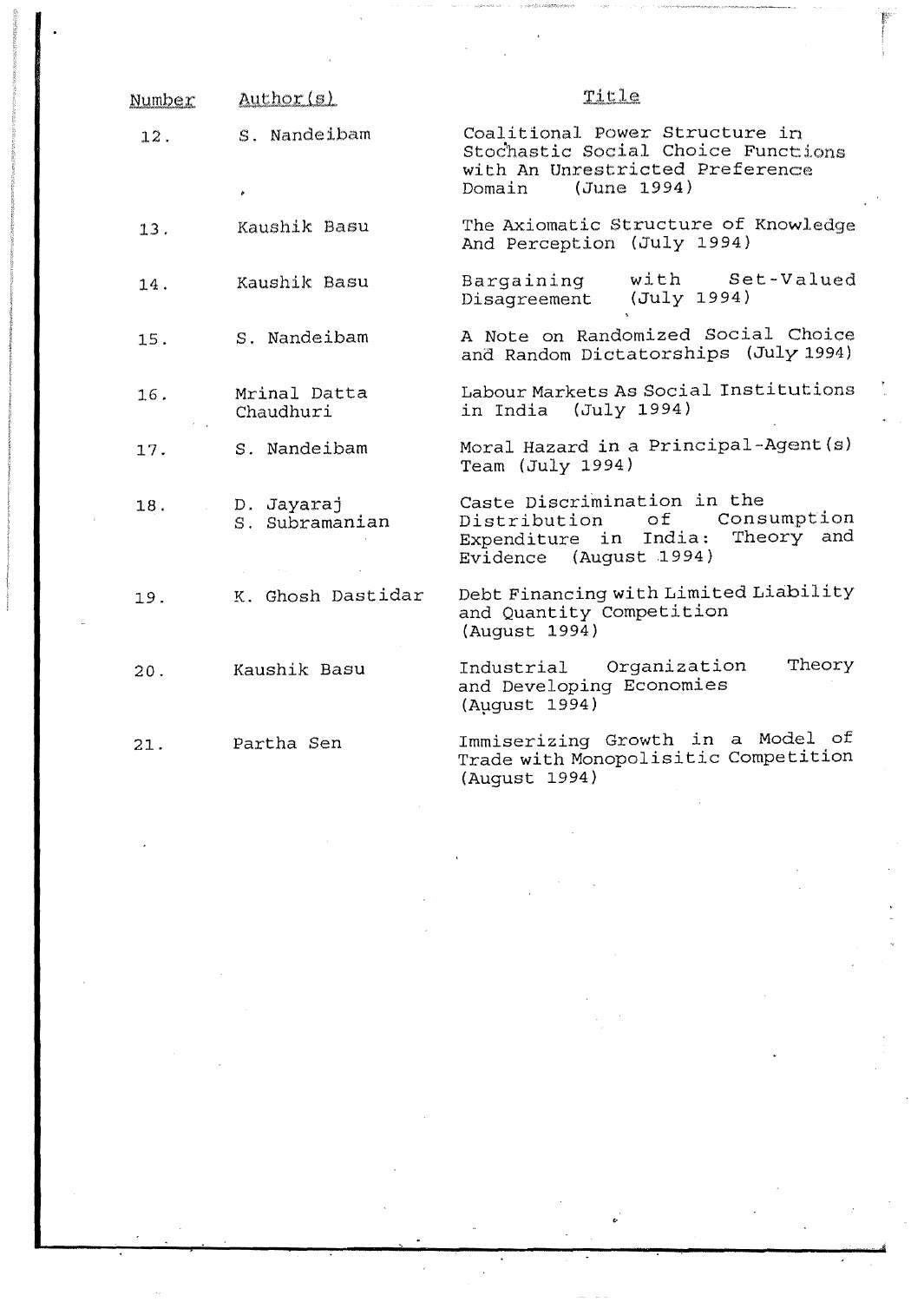| Number | Author(s) | Title |
|---|---|---|
| 12. | S. Nandeibam | Coalitional Power Structure in Stochastic Social Choice Functions with An Unrestricted Preference Domain (June 1994) |
| 13. | Kaushik Basu | The Axiomatic Structure of Knowledge And Perception (July 1994) |
| 14. | Kaushik Basu | Bargaining with Set-Valued Disagreement (July 1994) |
| 15. | S. Nandeibam | A Note on Randomized Social Choice and Random Dictatorships (July 1994) |
| 16. | Mrinal Datta Chaudhuri | Labour Markets As Social Institutions in India (July 1994) |
| 17. | S. Nandeibam | Moral Hazard in a Principal-Agent(s) Team (July 1994) |
| 18. | D. Jayaraj<br>S. Subramanian | Caste Discrimination in the Distribution of Consumption Expenditure in India: Theory and Evidence (August 1994) |
| 19. | K. Ghosh Dastidar | Debt Financing with Limited Liability and Quantity Competition (August 1994) |
| 20. | Kaushik Basu | Industrial Organization Theory and Developing Economies (August 1994) |
| 21. | Partha Sen | Immiserizing Growth in a Model of Trade with Monopolisitic Competition (August 1994) |